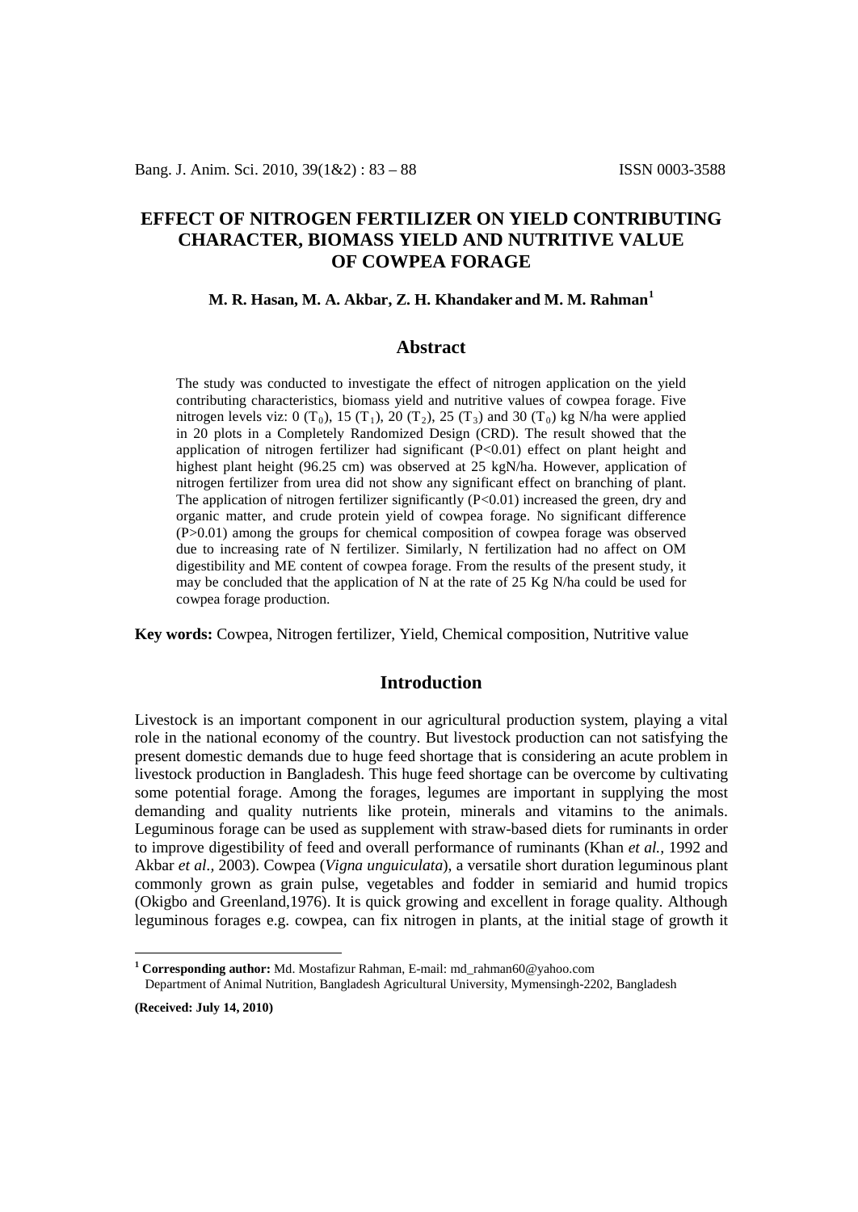# EFFECT OF NITROGEN FERTILIZER ON YIELD CONTRIBUTING CHARACTER, BIOMASS YIELD AND NUTRITIVE VALUE OF COWPEA FORAGE

**M. R. Hasan, M. A. Akbar, Z. H. Khandaker and M. M. Rahman[1]**

## Abstract

The study was conducted to investigate the effect of nitrogen application on the yield contributing characteristics, biomass yield and nutritive values of cowpea forage. Five nitrogen levels viz: 0 ($T_0$), 15 ($T_1$), 20 ($T_2$), 25 ($T_3$) and 30 ($T_0$) kg N/ha were applied in 20 plots in a Completely Randomized Design (CRD). The result showed that the application of nitrogen fertilizer had significant ($P<0.01$) effect on plant height and highest plant height (96.25 cm) was observed at 25 kgN/ha. However, application of nitrogen fertilizer from urea did not show any significant effect on branching of plant. The application of nitrogen fertilizer significantly ($P<0.01$) increased the green, dry and organic matter, and crude protein yield of cowpea forage. No significant difference ($P>0.01$) among the groups for chemical composition of cowpea forage was observed due to increasing rate of N fertilizer. Similarly, N fertilization had no affect on OM digestibility and ME content of cowpea forage. From the results of the present study, it may be concluded that the application of N at the rate of 25 Kg N/ha could be used for cowpea forage production.

**Key words:** Cowpea, Nitrogen fertilizer, Yield, Chemical composition, Nutritive value

## Introduction

Livestock is an important component in our agricultural production system, playing a vital role in the national economy of the country. But livestock production can not satisfying the present domestic demands due to huge feed shortage that is considering an acute problem in livestock production in Bangladesh. This huge feed shortage can be overcome by cultivating some potential forage. Among the forages, legumes are important in supplying the most demanding and quality nutrients like protein, minerals and vitamins to the animals. Leguminous forage can be used as supplement with straw-based diets for ruminants in order to improve digestibility of feed and overall performance of ruminants (Khan *et al.,* 1992 and Akbar *et al.,* 2003). Cowpea (*Vigna unguiculata*), a versatile short duration leguminous plant commonly grown as grain pulse, vegetables and fodder in semiarid and humid tropics (Okigbo and Greenland,1976). It is quick growing and excellent in forage quality. Although leguminous forages e.g. cowpea, can fix nitrogen in plants, at the initial stage of growth it

[1] **Corresponding author:** Md. Mostafizur Rahman, E-mail: md_rahman60@yahoo.com
Department of Animal Nutrition, Bangladesh Agricultural University, Mymensingh-2202, Bangladesh

**(Received: July 14, 2010)**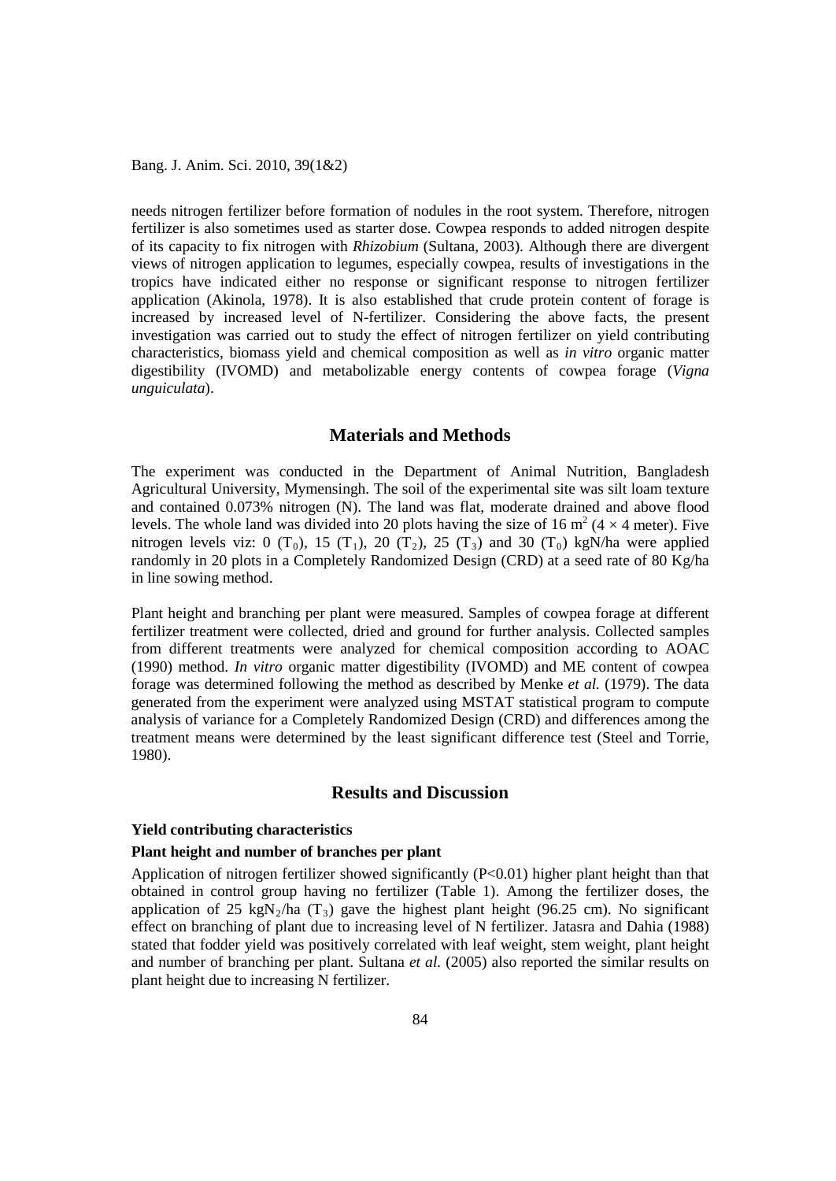needs nitrogen fertilizer before formation of nodules in the root system. Therefore, nitrogen fertilizer is also sometimes used as starter dose. Cowpea responds to added nitrogen despite of its capacity to fix nitrogen with *Rhizobium* (Sultana, 2003). Although there are divergent views of nitrogen application to legumes, especially cowpea, results of investigations in the tropics have indicated either no response or significant response to nitrogen fertilizer application (Akinola, 1978). It is also established that crude protein content of forage is increased by increased level of N-fertilizer. Considering the above facts, the present investigation was carried out to study the effect of nitrogen fertilizer on yield contributing characteristics, biomass yield and chemical composition as well as *in vitro* organic matter digestibility (IVOMD) and metabolizable energy contents of cowpea forage (*Vigna unguiculata*).

## Materials and Methods

The experiment was conducted in the Department of Animal Nutrition, Bangladesh Agricultural University, Mymensingh. The soil of the experimental site was silt loam texture and contained 0.073% nitrogen (N). The land was flat, moderate drained and above flood levels. The whole land was divided into 20 plots having the size of 16 $m^2$ ($4 \times 4$ meter). Five nitrogen levels viz: 0 ($T_0$), 15 ($T_1$), 20 ($T_2$), 25 ($T_3$) and 30 ($T_0$) kgN/ha were applied randomly in 20 plots in a Completely Randomized Design (CRD) at a seed rate of 80 Kg/ha in line sowing method.

Plant height and branching per plant were measured. Samples of cowpea forage at different fertilizer treatment were collected, dried and ground for further analysis. Collected samples from different treatments were analyzed for chemical composition according to AOAC (1990) method. *In vitro* organic matter digestibility (IVOMD) and ME content of cowpea forage was determined following the method as described by Menke *et al.* (1979). The data generated from the experiment were analyzed using MSTAT statistical program to compute analysis of variance for a Completely Randomized Design (CRD) and differences among the treatment means were determined by the least significant difference test (Steel and Torrie, 1980).

## Results and Discussion

### Yield contributing characteristics

#### Plant height and number of branches per plant

Application of nitrogen fertilizer showed significantly ($P<0.01$) higher plant height than that obtained in control group having no fertilizer (Table 1). Among the fertilizer doses, the application of 25 $kgN_2$/ha ($T_3$) gave the highest plant height (96.25 cm). No significant effect on branching of plant due to increasing level of N fertilizer. Jatasra and Dahia (1988) stated that fodder yield was positively correlated with leaf weight, stem weight, plant height and number of branching per plant. Sultana *et al.* (2005) also reported the similar results on plant height due to increasing N fertilizer.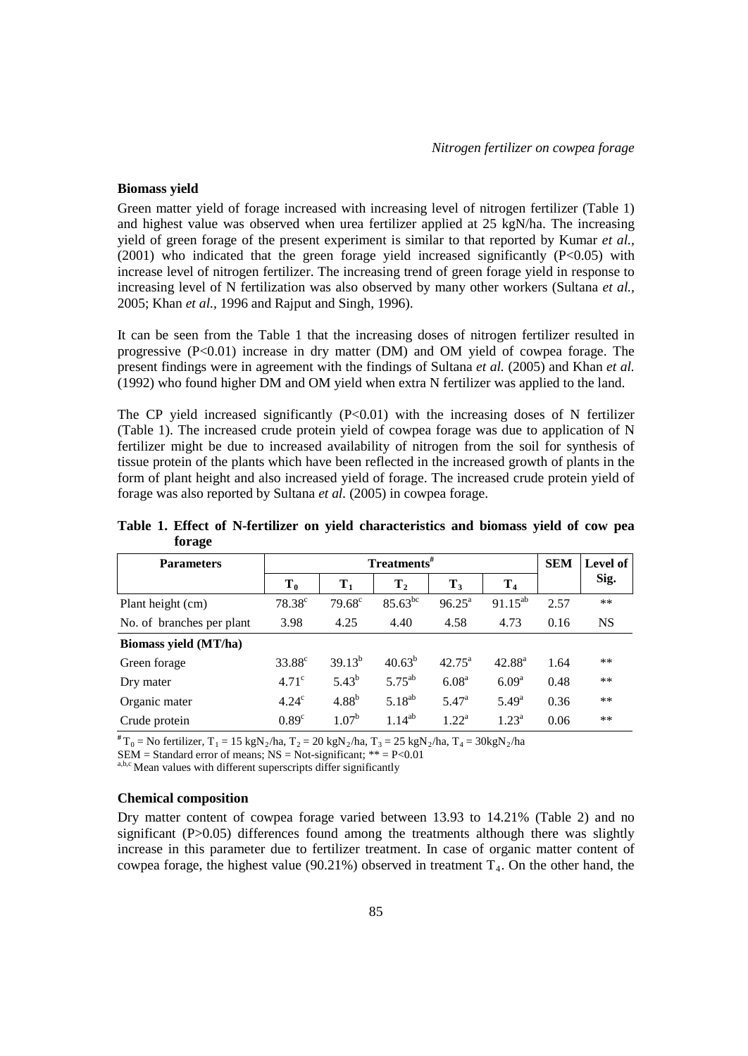### Biomass yield

Green matter yield of forage increased with increasing level of nitrogen fertilizer (Table 1) and highest value was observed when urea fertilizer applied at 25 kgN/ha. The increasing yield of green forage of the present experiment is similar to that reported by Kumar *et al.*, (2001) who indicated that the green forage yield increased significantly ($P<0.05$) with increase level of nitrogen fertilizer. The increasing trend of green forage yield in response to increasing level of N fertilization was also observed by many other workers (Sultana *et al.*, 2005; Khan *et al.*, 1996 and Rajput and Singh, 1996).

It can be seen from the Table 1 that the increasing doses of nitrogen fertilizer resulted in progressive ($P<0.01$) increase in dry matter (DM) and OM yield of cowpea forage. The present findings were in agreement with the findings of Sultana *et al.* (2005) and Khan *et al.* (1992) who found higher DM and OM yield when extra N fertilizer was applied to the land.

The CP yield increased significantly ($P<0.01$) with the increasing doses of N fertilizer (Table 1). The increased crude protein yield of cowpea forage was due to application of N fertilizer might be due to increased availability of nitrogen from the soil for synthesis of tissue protein of the plants which have been reflected in the increased growth of plants in the form of plant height and also increased yield of forage. The increased crude protein yield of forage was also reported by Sultana *et al.* (2005) in cowpea forage.

**Table 1. Effect of N-fertilizer on yield characteristics and biomass yield of cow pea forage**

| Parameters | Treatments[#] | | | | | SEM | Level of Sig. |
|---|---|---|---|---|---|---|---|
| | $T_0$ | $T_1$ | $T_2$ | $T_3$ | $T_4$ | | |
| Plant height (cm) | $78.38^{c}$ | $79.68^{c}$ | $85.63^{bc}$ | $96.25^{a}$ | $91.15^{ab}$ | 2.57 | ** |
| No. of branches per plant | 3.98 | 4.25 | 4.40 | 4.58 | 4.73 | 0.16 | NS |
| **Biomass yield (MT/ha)** | | | | | | | |
| Green forage | $33.88^{c}$ | $39.13^{b}$ | $40.63^{b}$ | $42.75^{a}$ | $42.88^{a}$ | 1.64 | ** |
| Dry mater | $4.71^{c}$ | $5.43^{b}$ | $5.75^{ab}$ | $6.08^{a}$ | $6.09^{a}$ | 0.48 | ** |
| Organic mater | $4.24^{c}$ | $4.88^{b}$ | $5.18^{ab}$ | $5.47^{a}$ | $5.49^{a}$ | 0.36 | ** |
| Crude protein | $0.89^{c}$ | $1.07^{b}$ | $1.14^{ab}$ | $1.22^{a}$ | $1.23^{a}$ | 0.06 | ** |

[#] $T_0$ = No fertilizer, $T_1$ = 15 kg$N_2$/ha, $T_2$ = 20 kg$N_2$/ha, $T_3$ = 25 kg$N_2$/ha, $T_4$ = 30kg$N_2$/ha
SEM = Standard error of means; NS = Not-significant; ** = $P<0.01$
[a,b,c] Mean values with different superscripts differ significantly

### Chemical composition

Dry matter content of cowpea forage varied between 13.93 to 14.21% (Table 2) and no significant ($P>0.05$) differences found among the treatments although there was slightly increase in this parameter due to fertilizer treatment. In case of organic matter content of cowpea forage, the highest value (90.21%) observed in treatment $T_4$. On the other hand, the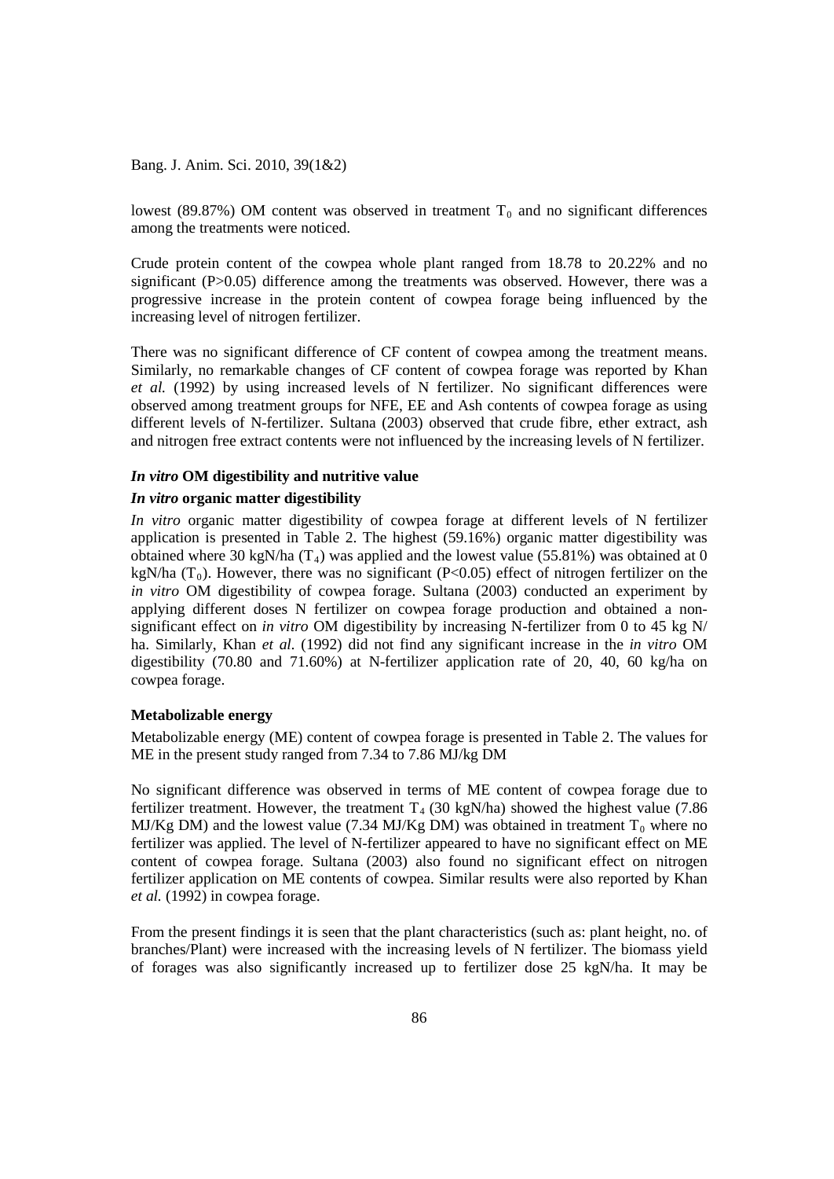lowest (89.87%) OM content was observed in treatment $T_0$ and no significant differences among the treatments were noticed.

Crude protein content of the cowpea whole plant ranged from 18.78 to 20.22% and no significant ($P>0.05$) difference among the treatments was observed. However, there was a progressive increase in the protein content of cowpea forage being influenced by the increasing level of nitrogen fertilizer.

There was no significant difference of CF content of cowpea among the treatment means. Similarly, no remarkable changes of CF content of cowpea forage was reported by Khan *et al.* (1992) by using increased levels of N fertilizer. No significant differences were observed among treatment groups for NFE, EE and Ash contents of cowpea forage as using different levels of N-fertilizer. Sultana (2003) observed that crude fibre, ether extract, ash and nitrogen free extract contents were not influenced by the increasing levels of N fertilizer.

### *In vitro* OM digestibility and nutritive value

#### *In vitro* organic matter digestibility

*In vitro* organic matter digestibility of cowpea forage at different levels of N fertilizer application is presented in Table 2. The highest (59.16%) organic matter digestibility was obtained where 30 kgN/ha ($T_4$) was applied and the lowest value (55.81%) was obtained at 0 kgN/ha ($T_0$). However, there was no significant ($P<0.05$) effect of nitrogen fertilizer on the *in vitro* OM digestibility of cowpea forage. Sultana (2003) conducted an experiment by applying different doses N fertilizer on cowpea forage production and obtained a non-significant effect on *in vitro* OM digestibility by increasing N-fertilizer from 0 to 45 kg N/ ha. Similarly, Khan *et al.* (1992) did not find any significant increase in the *in vitro* OM digestibility (70.80 and 71.60%) at N-fertilizer application rate of 20, 40, 60 kg/ha on cowpea forage.

#### Metabolizable energy

Metabolizable energy (ME) content of cowpea forage is presented in Table 2. The values for ME in the present study ranged from 7.34 to 7.86 MJ/kg DM

No significant difference was observed in terms of ME content of cowpea forage due to fertilizer treatment. However, the treatment $T_4$ (30 kgN/ha) showed the highest value (7.86 MJ/Kg DM) and the lowest value (7.34 MJ/Kg DM) was obtained in treatment $T_0$ where no fertilizer was applied. The level of N-fertilizer appeared to have no significant effect on ME content of cowpea forage. Sultana (2003) also found no significant effect on nitrogen fertilizer application on ME contents of cowpea. Similar results were also reported by Khan *et al.* (1992) in cowpea forage.

From the present findings it is seen that the plant characteristics (such as: plant height, no. of branches/Plant) were increased with the increasing levels of N fertilizer. The biomass yield of forages was also significantly increased up to fertilizer dose 25 kgN/ha. It may be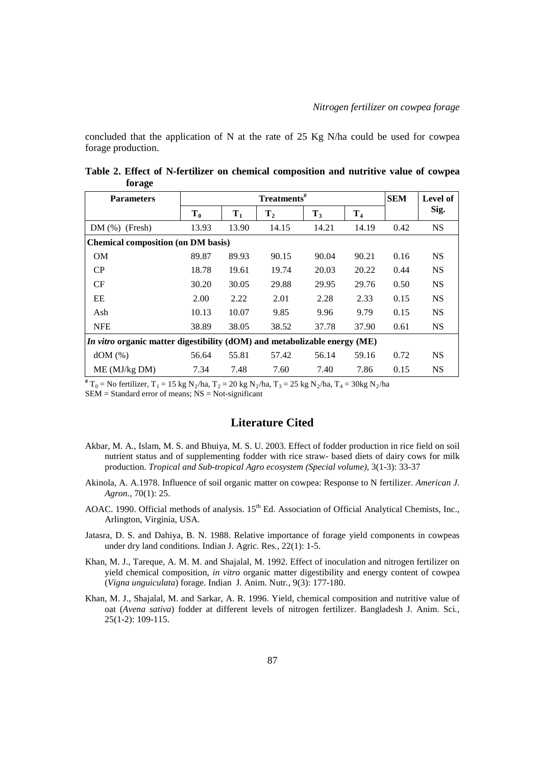concluded that the application of N at the rate of 25 Kg N/ha could be used for cowpea forage production.

**Table 2. Effect of N-fertilizer on chemical composition and nutritive value of cowpea forage**

| Parameters | Treatments[#] | | | | | SEM | Level of Sig. |
|---|---|---|---|---|---|---|---|
| | $T_0$ | $T_1$ | $T_2$ | $T_3$ | $T_4$ | | |
| DM (%) (Fresh) | 13.93 | 13.90 | 14.15 | 14.21 | 14.19 | 0.42 | NS |
| **Chemical composition (on DM basis)** | | | | | | | |
| OM | 89.87 | 89.93 | 90.15 | 90.04 | 90.21 | 0.16 | NS |
| CP | 18.78 | 19.61 | 19.74 | 20.03 | 20.22 | 0.44 | NS |
| CF | 30.20 | 30.05 | 29.88 | 29.95 | 29.76 | 0.50 | NS |
| EE | 2.00 | 2.22 | 2.01 | 2.28 | 2.33 | 0.15 | NS |
| Ash | 10.13 | 10.07 | 9.85 | 9.96 | 9.79 | 0.15 | NS |
| NFE | 38.89 | 38.05 | 38.52 | 37.78 | 37.90 | 0.61 | NS |
| ***In vitro* organic matter digestibility (dOM) and metabolizable energy (ME)** | | | | | | | |
| dOM (%) | 56.64 | 55.81 | 57.42 | 56.14 | 59.16 | 0.72 | NS |
| ME (MJ/kg DM) | 7.34 | 7.48 | 7.60 | 7.40 | 7.86 | 0.15 | NS |

[#] $T_0$ = No fertilizer, $T_1$ = 15 kg $N_2$/ha, $T_2$ = 20 kg $N_2$/ha, $T_3$ = 25 kg $N_2$/ha, $T_4$ = 30kg $N_2$/ha
SEM = Standard error of means; NS = Not-significant

## Literature Cited

Akbar, M. A., Islam, M. S. and Bhuiya, M. S. U. 2003. Effect of fodder production in rice field on soil nutrient status and of supplementing fodder with rice straw- based diets of dairy cows for milk production. *Tropical and Sub-tropical Agro ecosystem (Special volume)*, 3(1-3): 33-37

Akinola, A. A.1978. Influence of soil organic matter on cowpea: Response to N fertilizer. *American J. Agron.*, 70(1): 25.

AOAC. 1990. Official methods of analysis. 15th Ed. Association of Official Analytical Chemists, Inc., Arlington, Virginia, USA.

Jatasra, D. S. and Dahiya, B. N. 1988. Relative importance of forage yield components in cowpeas under dry land conditions. Indian J. Agric. Res*.*, 22(1): 1-5.

Khan, M. J., Tareque, A. M. M. and Shajalal, M. 1992. Effect of inoculation and nitrogen fertilizer on yield chemical composition, *in vitro* organic matter digestibility and energy content of cowpea (*Vigna unguiculata*) forage. Indian J. Anim. Nutr*.*, 9(3): 177-180.

Khan, M. J., Shajalal, M. and Sarkar, A. R. 1996. Yield, chemical composition and nutritive value of oat (*Avena sativa*) fodder at different levels of nitrogen fertilizer. Bangladesh J. Anim. Sci*.*, 25(1-2): 109-115.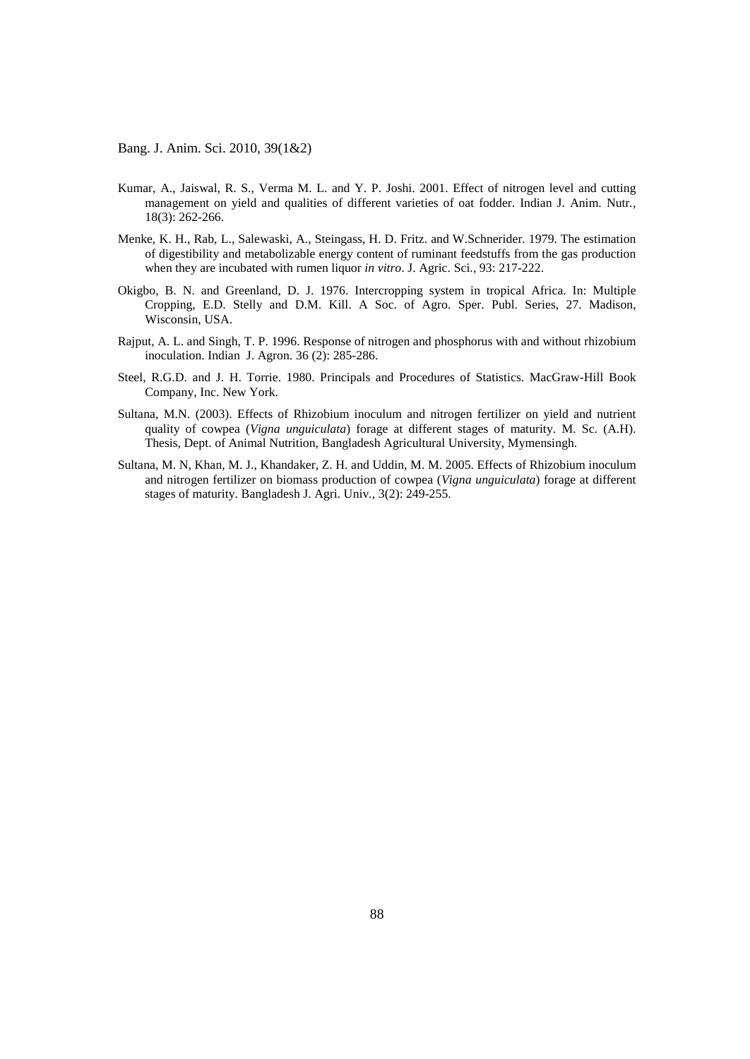Kumar, A., Jaiswal, R. S., Verma M. L. and Y. P. Joshi. 2001. Effect of nitrogen level and cutting management on yield and qualities of different varieties of oat fodder. Indian J. Anim. Nutr., 18(3): 262-266.

Menke, K. H., Rab, L., Salewaski, A., Steingass, H. D. Fritz. and W.Schnerider. 1979. The estimation of digestibility and metabolizable energy content of ruminant feedstuffs from the gas production when they are incubated with rumen liquor *in vitro*. J. Agric. Sci., 93: 217-222.

Okigbo, B. N. and Greenland, D. J. 1976. Intercropping system in tropical Africa. In: Multiple Cropping, E.D. Stelly and D.M. Kill. A Soc. of Agro. Sper. Publ. Series, 27. Madison, Wisconsin, USA.

Rajput, A. L. and Singh, T. P. 1996. Response of nitrogen and phosphorus with and without rhizobium inoculation. Indian J. Agron. 36 (2): 285-286.

Steel, R.G.D. and J. H. Torrie. 1980. Principals and Procedures of Statistics. MacGraw-Hill Book Company, Inc. New York.

Sultana, M.N. (2003). Effects of Rhizobium inoculum and nitrogen fertilizer on yield and nutrient quality of cowpea (*Vigna unguiculata*) forage at different stages of maturity. M. Sc. (A.H). Thesis, Dept. of Animal Nutrition, Bangladesh Agricultural University, Mymensingh.

Sultana, M. N, Khan, M. J., Khandaker, Z. H. and Uddin, M. M. 2005. Effects of Rhizobium inoculum and nitrogen fertilizer on biomass production of cowpea (*Vigna unguiculata*) forage at different stages of maturity. Bangladesh J. Agri. Univ., 3(2): 249-255.